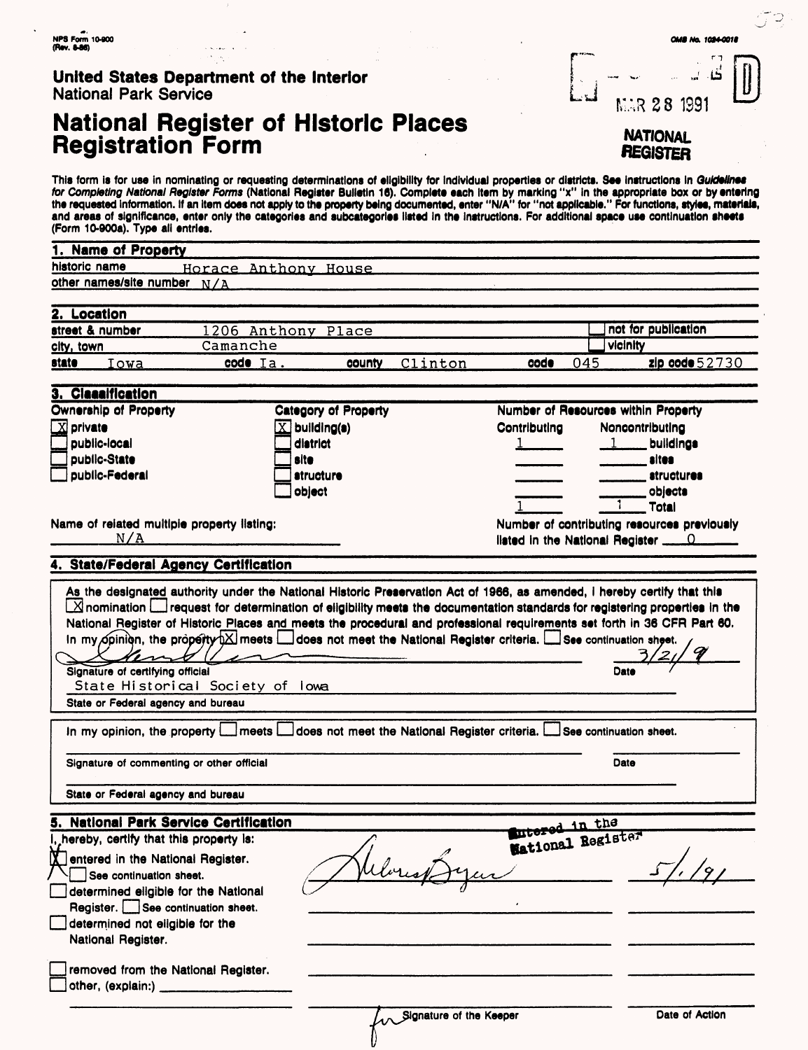NPS Form 10-900
(Rev. 8-86)

OMB No. 1024-0018

# United States Department of the Interior
National Park Service

# National Register of Historic Places Registration Form

MAR 28 1991

NATIONAL REGISTER

This form is for use in nominating or requesting determinations of eligibility for individual properties or districts. See instructions in *Guidelines for Completing National Register Forms* (National Register Bulletin 16). Complete each item by marking "x" in the appropriate box or by entering the requested information. If an item does not apply to the property being documented, enter "N/A" for "not applicable." For functions, styles, materials, and areas of significance, enter only the categories and subcategories listed in the instructions. For additional space use continuation sheets (Form 10-900a). Type all entries.

## 1. Name of Property

historic name: Horace Anthony House

other names/site number: N/A

## 2. Location

street & number: 1206 Anthony Place — [ ] not for publication

city, town: Camanche — [ ] vicinity

state: Iowa — code: Ia. — county: Clinton — code: 045 — zip code: 52730

## 3. Classification

**Ownership of Property**
- [X] private
- [ ] public-local
- [ ] public-State
- [ ] public-Federal

**Category of Property**
- [X] building(s)
- [ ] district
- [ ] site
- [ ] structure
- [ ] object

**Number of Resources within Property**

| Contributing | Noncontributing | |
|---|---|---|
| 1 | 1 | buildings |
| | | sites |
| | | structures |
| | | objects |
| 1 | 1 | Total |

Name of related multiple property listing: N/A

Number of contributing resources previously listed in the National Register: 0

## 4. State/Federal Agency Certification

As the designated authority under the National Historic Preservation Act of 1966, as amended, I hereby certify that this [X] nomination [ ] request for determination of eligibility meets the documentation standards for registering properties in the National Register of Historic Places and meets the procedural and professional requirements set forth in 36 CFR Part 60. In my opinion, the property [X] meets [ ] does not meet the National Register criteria. [ ] See continuation sheet.

Signature of certifying official — Date: 3/21/91

State Historical Society of Iowa

State or Federal agency and bureau

In my opinion, the property [ ] meets [ ] does not meet the National Register criteria. [ ] See continuation sheet.

Signature of commenting or other official — Date

State or Federal agency and bureau

## 5. National Park Service Certification

I, hereby, certify that this property is:

- [X] entered in the National Register. [ ] See continuation sheet. — Entered in the National Register — 5/1/91
- [ ] determined eligible for the National Register. [ ] See continuation sheet.
- [ ] determined not eligible for the National Register.
- [ ] removed from the National Register.
- [ ] other, (explain:) ______

for Signature of the Keeper — Date of Action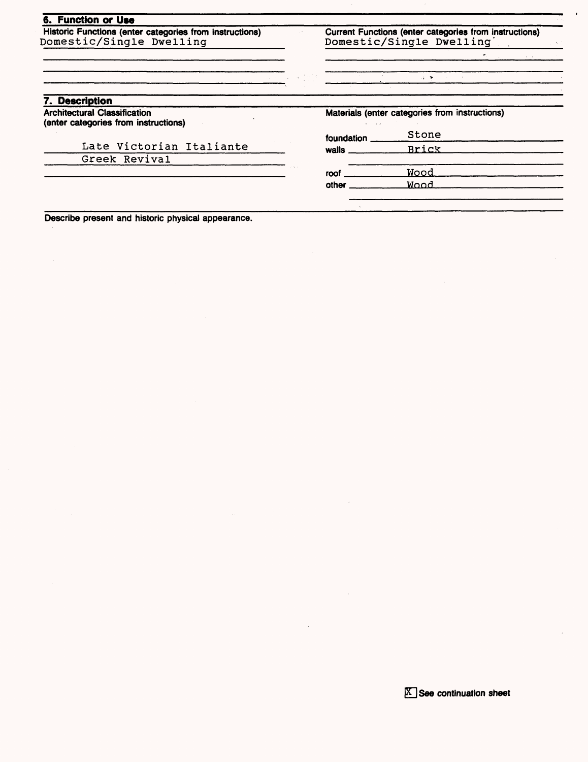## 6. Function or Use

| Historic Functions (enter categories from instructions) | Current Functions (enter categories from instructions) |
|---|---|
| Domestic/Single Dwelling | Domestic/Single Dwelling |

## 7. Description

**Architectural Classification**
(enter categories from instructions)

Late Victorian Italiante
Greek Revival

**Materials** (enter categories from instructions)

| | |
|---|---|
| foundation | Stone |
| walls | Brick |
| roof | Wood |
| other | Wood |

Describe present and historic physical appearance.

[X] See continuation sheet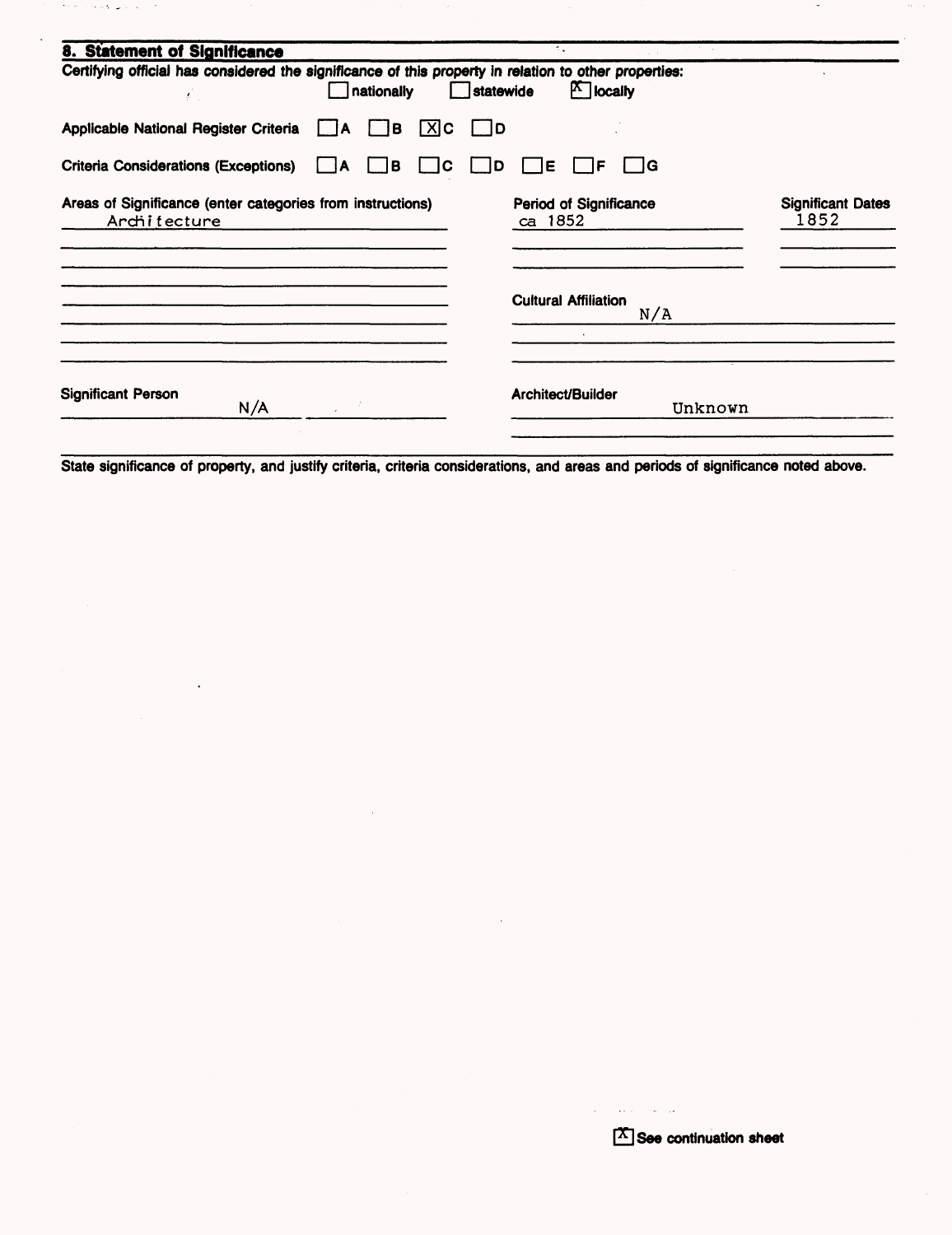## 8. Statement of Significance

Certifying official has considered the significance of this property in relation to other properties:

☐ nationally ☐ statewide ☒ locally

Applicable National Register Criteria ☐ A ☐ B ☒ C ☐ D

Criteria Considerations (Exceptions) ☐ A ☐ B ☐ C ☐ D ☐ E ☐ F ☐ G

| Areas of Significance (enter categories from instructions) | Period of Significance | Significant Dates |
| --- | --- | --- |
| Architecture | ca 1852 | 1852 |

Cultural Affiliation: N/A

Significant Person: N/A

Architect/Builder: Unknown

State significance of property, and justify criteria, criteria considerations, and areas and periods of significance noted above.

☒ See continuation sheet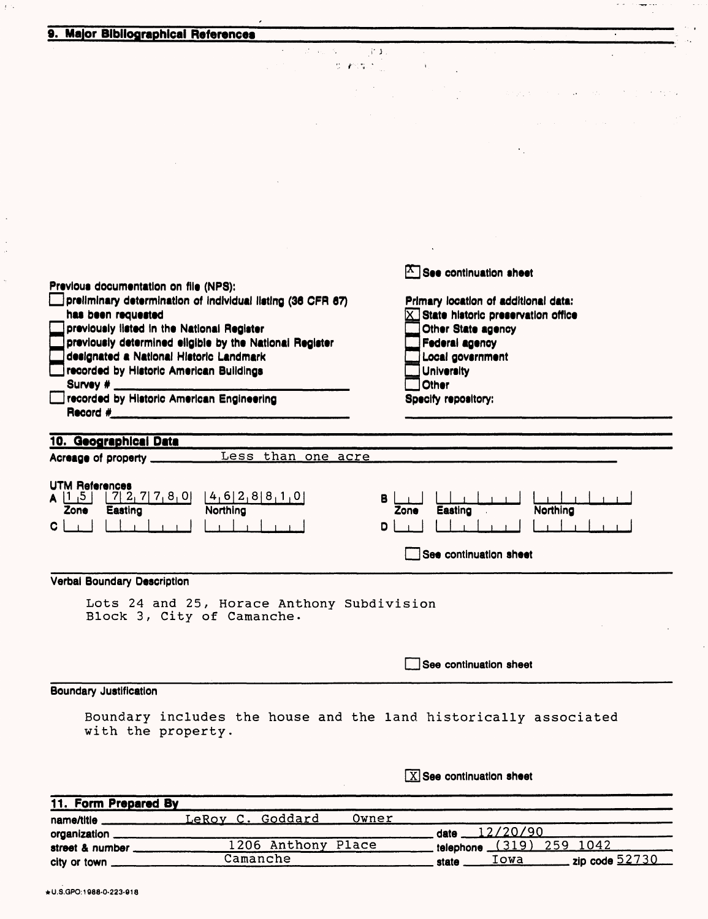## 9. Major Bibliographical References

[X] See continuation sheet

Previous documentation on file (NPS):

- [ ] preliminary determination of individual listing (36 CFR 67) has been requested
- [ ] previously listed in the National Register
- [ ] previously determined eligible by the National Register
- [ ] designated a National Historic Landmark
- [ ] recorded by Historic American Buildings Survey # ____________
- [ ] recorded by Historic American Engineering Record # ____________

Primary location of additional data:

- [X] State historic preservation office
- [ ] Other State agency
- [ ] Federal agency
- [ ] Local government
- [ ] University
- [ ] Other

Specify repository: ____________

## 10. Geographical Data

Acreage of property: Less than one acre

UTM References

| | Zone | Easting | Northing |
|---|---|---|---|
| A | 1 5 | 7 2 7 7 8 0 | 4 6 2 8 8 1 0 |
| B | | | |
| C | | | |
| D | | | |

[ ] See continuation sheet

**Verbal Boundary Description**

Lots 24 and 25, Horace Anthony Subdivision Block 3, City of Camanche.

[ ] See continuation sheet

**Boundary Justification**

Boundary includes the house and the land historically associated with the property.

[X] See continuation sheet

## 11. Form Prepared By

name/title: LeRoy C. Goddard Owner
organization: ____________ date: 12/20/90
street & number: 1206 Anthony Place telephone: (319) 259 1042
city or town: Camanche state: Iowa zip code: 52730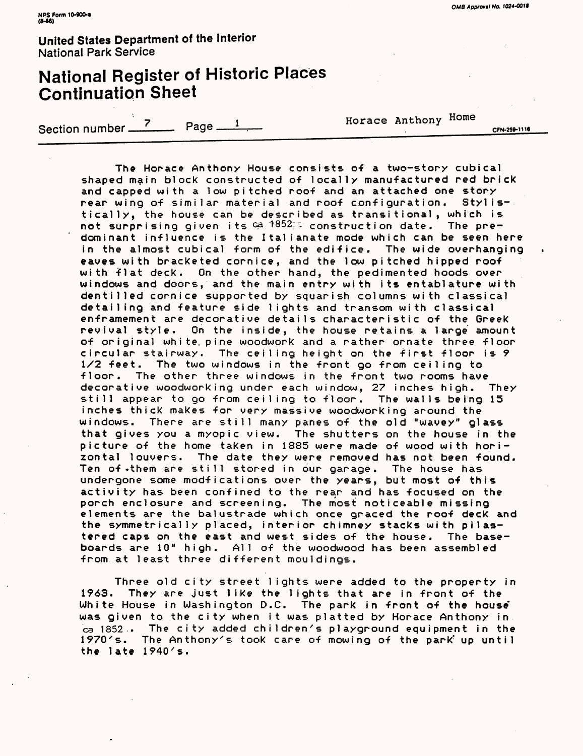**United States Department of the Interior**
National Park Service

# National Register of Historic Places Continuation Sheet

Section number 7 Page 1 Horace Anthony Home

The Horace Anthony House consists of a two-story cubical shaped main block constructed of locally manufactured red brick and capped with a low pitched roof and an attached one story rear wing of similar material and roof configuration. Stylistically, the house can be described as transitional, which is not surprising given its ca 1852 construction date. The predominant influence is the Italianate mode which can be seen here in the almost cubical form of the edifice. The wide overhanging eaves with bracketed cornice, and the low pitched hipped roof with flat deck. On the other hand, the pedimented hoods over windows and doors, and the main entry with its entablature with dentilled cornice supported by squarish columns with classical detailing and feature side lights and transom with classical enframement are decorative details characteristic of the Greek revival style. On the inside, the house retains a large amount of original white pine woodwork and a rather ornate three floor circular stairway. The ceiling height on the first floor is 9 1/2 feet. The two windows in the front go from ceiling to floor. The other three windows in the front two rooms have decorative woodworking under each window, 27 inches high. They still appear to go from ceiling to floor. The walls being 15 inches thick makes for very massive woodworking around the windows. There are still many panes of the old "wavey" glass that gives you a myopic view. The shutters on the house in the picture of the home taken in 1885 were made of wood with horizontal louvers. The date they were removed has not been found. Ten of them are still stored in our garage. The house has undergone some modfications over the years, but most of this activity has been confined to the rear and has focused on the porch enclosure and screening. The most noticeable missing elements are the balustrade which once graced the roof deck and the symmetrically placed, interior chimney stacks with pilastered caps on the east and west sides of the house. The baseboards are 10" high. All of the woodwood has been assembled from at least three different mouldings.

Three old city street lights were added to the property in 1963. They are just like the lights that are in front of the White House in Washington D.C. The park in front of the house was given to the city when it was platted by Horace Anthony in ca 1852. The city added children's playground equipment in the 1970's. The Anthony's took care of mowing of the park up until the late 1940's.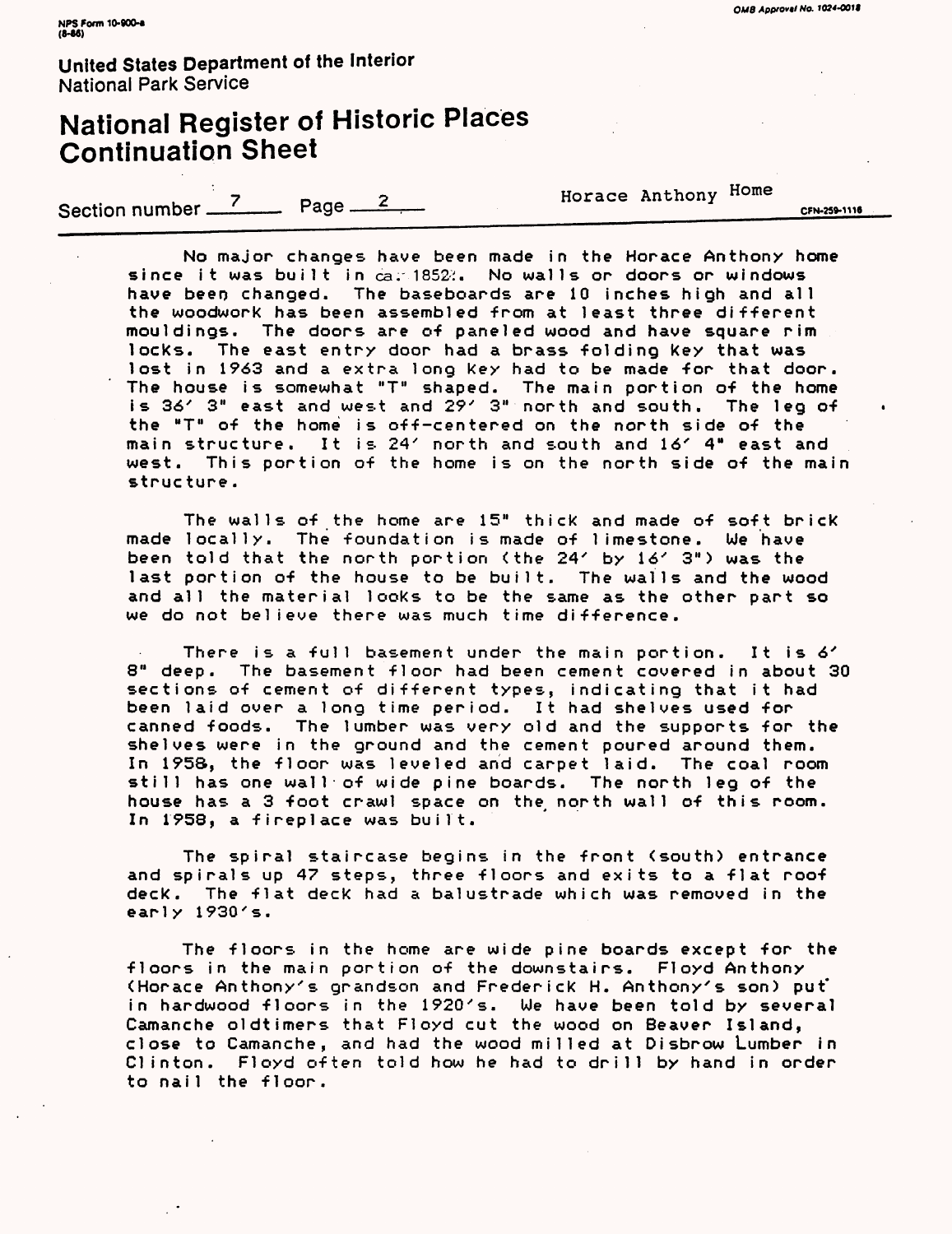**United States Department of the Interior**
National Park Service

# National Register of Historic Places Continuation Sheet

Section number 7 Page 2 Horace Anthony Home

No major changes have been made in the Horace Anthony home since it was built in ca. 1852. No walls or doors or windows have been changed. The baseboards are 10 inches high and all the woodwork has been assembled from at least three different mouldings. The doors are of paneled wood and have square rim locks. The east entry door had a brass folding key that was lost in 1963 and a extra long key had to be made for that door. The house is somewhat "T" shaped. The main portion of the home is 36′ 3" east and west and 29′ 3" north and south. The leg of the "T" of the home is off-centered on the north side of the main structure. It is 24′ north and south and 16′ 4" east and west. This portion of the home is on the north side of the main structure.

The walls of the home are 15" thick and made of soft brick made locally. The foundation is made of limestone. We have been told that the north portion (the 24′ by 16′ 3") was the last portion of the house to be built. The walls and the wood and all the material looks to be the same as the other part so we do not believe there was much time difference.

There is a full basement under the main portion. It is 6′ 8" deep. The basement floor had been cement covered in about 30 sections of cement of different types, indicating that it had been laid over a long time period. It had shelves used for canned foods. The lumber was very old and the supports for the shelves were in the ground and the cement poured around them. In 1958, the floor was leveled and carpet laid. The coal room still has one wall of wide pine boards. The north leg of the house has a 3 foot crawl space on the north wall of this room. In 1958, a fireplace was built.

The spiral staircase begins in the front (south) entrance and spirals up 47 steps, three floors and exits to a flat roof deck. The flat deck had a balustrade which was removed in the early 1930′s.

The floors in the home are wide pine boards except for the floors in the main portion of the downstairs. Floyd Anthony (Horace Anthony′s grandson and Frederick H. Anthony′s son) put in hardwood floors in the 1920′s. We have been told by several Camanche oldtimers that Floyd cut the wood on Beaver Island, close to Camanche, and had the wood milled at Disbrow Lumber in Clinton. Floyd often told how he had to drill by hand in order to nail the floor.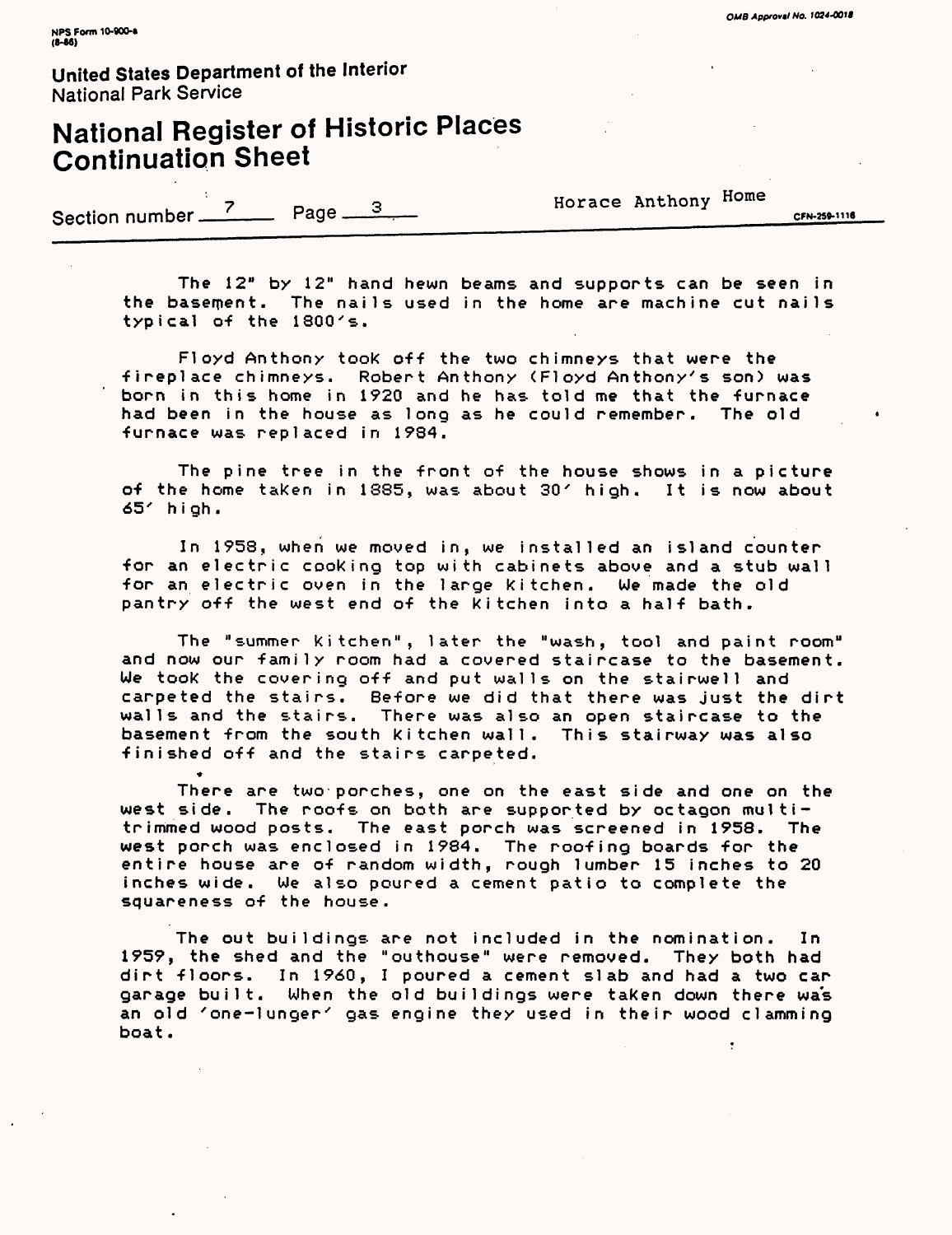The 12" by 12" hand hewn beams and supports can be seen in the basement. The nails used in the home are machine cut nails typical of the 1800's.

Floyd Anthony took off the two chimneys that were the fireplace chimneys. Robert Anthony (Floyd Anthony's son) was born in this home in 1920 and he has told me that the furnace had been in the house as long as he could remember. The old furnace was replaced in 1984.

The pine tree in the front of the house shows in a picture of the home taken in 1885, was about 30' high. It is now about 65' high.

In 1958, when we moved in, we installed an island counter for an electric cooking top with cabinets above and a stub wall for an electric oven in the large kitchen. We made the old pantry off the west end of the kitchen into a half bath.

The "summer kitchen", later the "wash, tool and paint room" and now our family room had a covered staircase to the basement. We took the covering off and put walls on the stairwell and carpeted the stairs. Before we did that there was just the dirt walls and the stairs. There was also an open staircase to the basement from the south kitchen wall. This stairway was also finished off and the stairs carpeted.

There are two porches, one on the east side and one on the west side. The roofs on both are supported by octagon multi-trimmed wood posts. The east porch was screened in 1958. The west porch was enclosed in 1984. The roofing boards for the entire house are of random width, rough lumber 15 inches to 20 inches wide. We also poured a cement patio to complete the squareness of the house.

The out buildings are not included in the nomination. In 1959, the shed and the "outhouse" were removed. They both had dirt floors. In 1960, I poured a cement slab and had a two car garage built. When the old buildings were taken down there was an old 'one-lunger' gas engine they used in their wood clamming boat.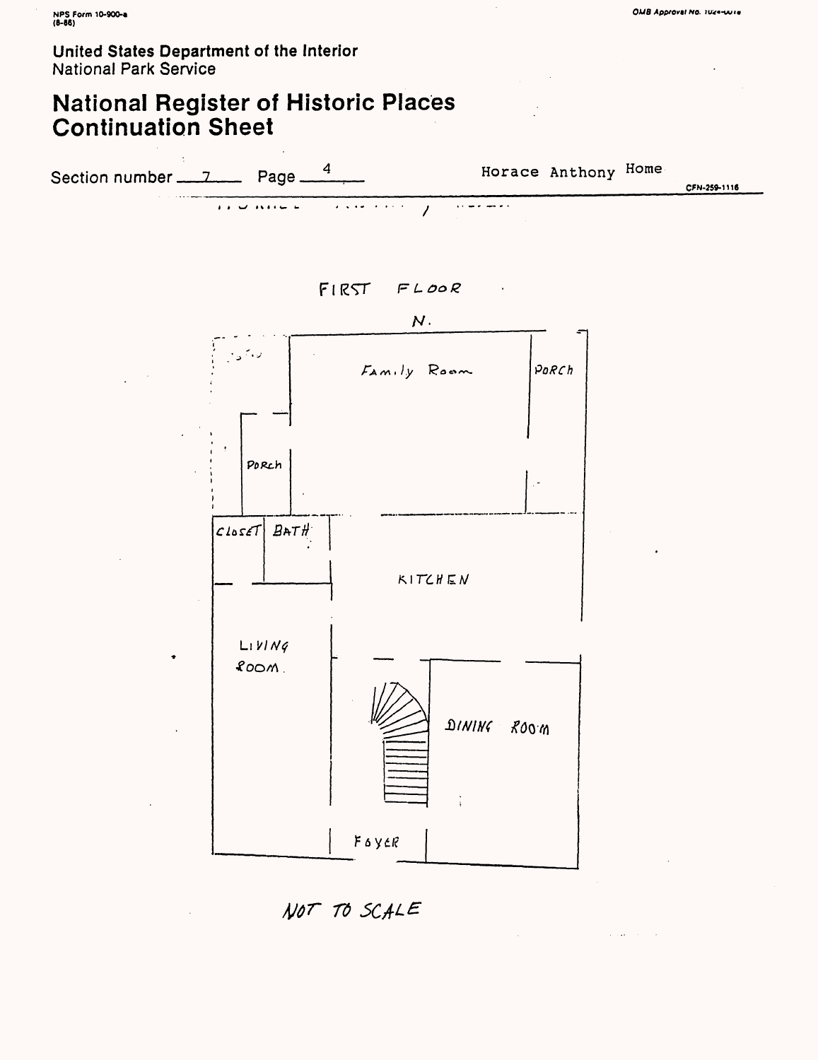Section number 7 Page 4

Horace Anthony Home

FIRST FLOOR

N.

Family Room

PORCH

PORCH

CLOSET

BATH

KITCHEN

LIVING ROOM.

DINING ROOM

FOYER

NOT TO SCALE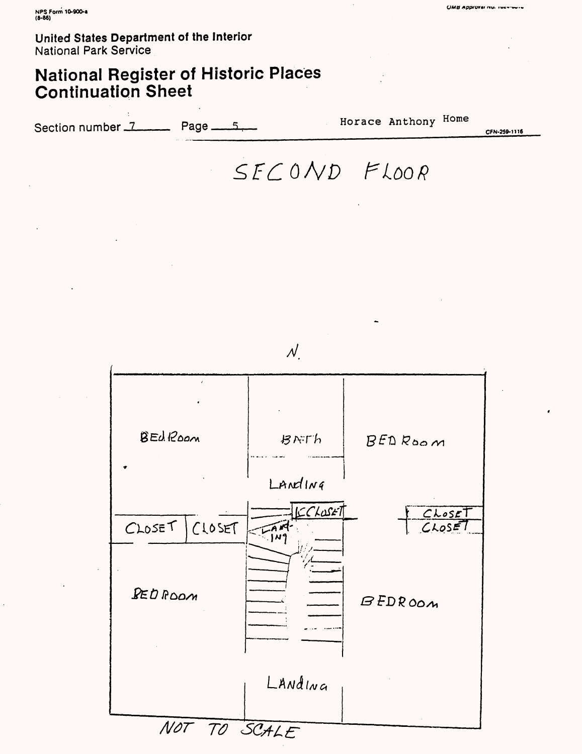NPS Form 10-900-a
(8-86)

United States Department of the Interior
National Park Service

# National Register of Historic Places Continuation Sheet

Section number 7 Page 5 Horace Anthony Home CFN-259-1116

## SECOND FLOOR

N.

BEDROOM

BATH

BEDROOM

LANDING

CLOSET CLOSET

CLOSET

LANDING

CLOSET

CLOSET

BEDROOM

BEDROOM

LANDING

NOT TO SCALE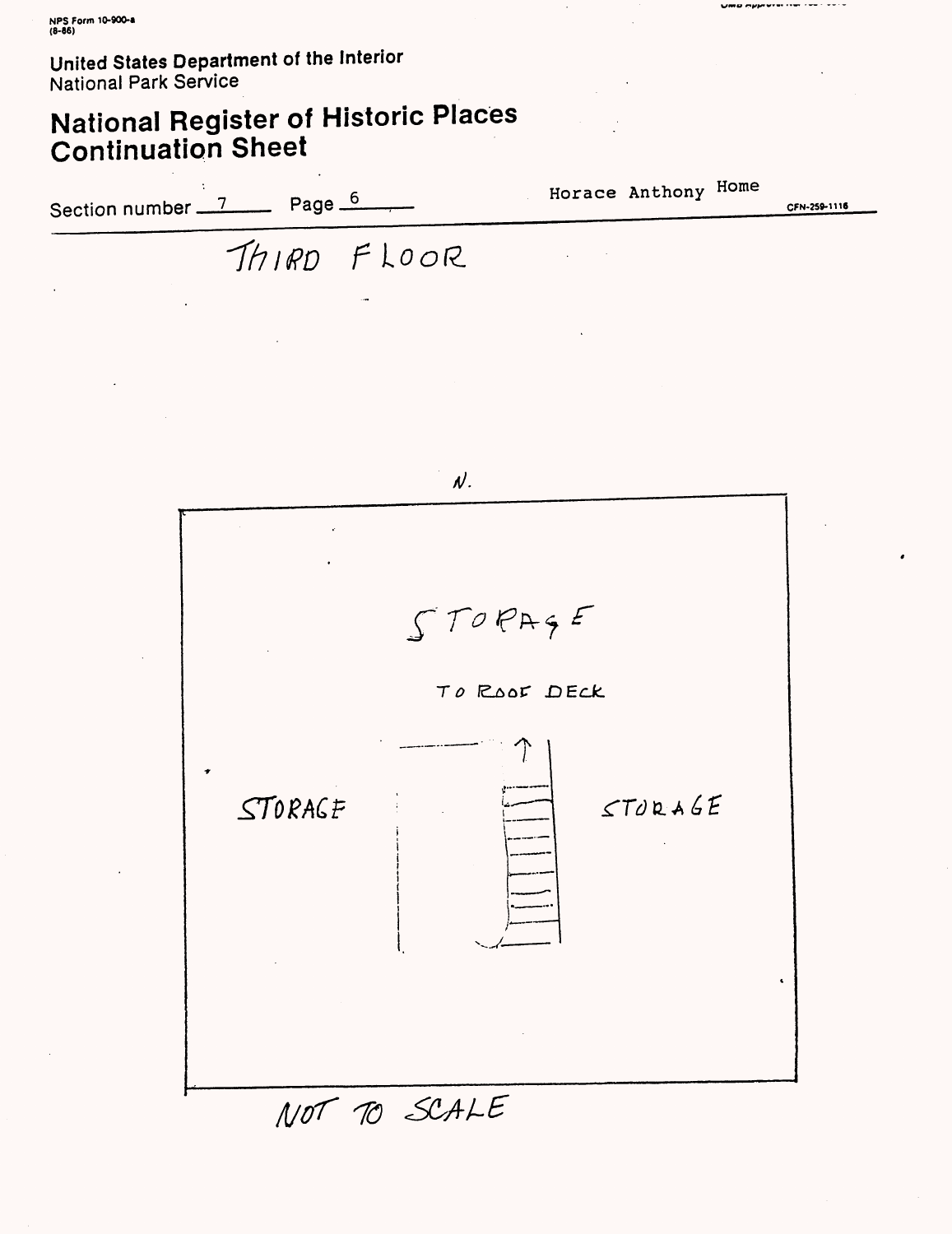NPS Form 10-900-a
(8-86)

United States Department of the Interior
National Park Service

# National Register of Historic Places Continuation Sheet

Section number 7 Page 6 Horace Anthony Home CFN-259-1116

## THIRD FLOOR

N.

STORAGE

TO ROOF DECK

STORAGE

STORAGE

NOT TO SCALE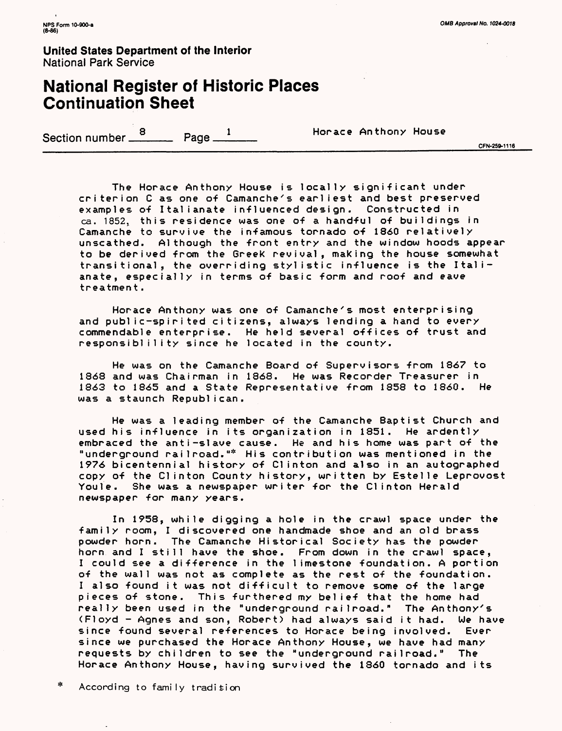**United States Department of the Interior**
National Park Service

# National Register of Historic Places Continuation Sheet

Section number 8 Page 1 Horace Anthony House

CFN-259-1116

The Horace Anthony House is locally significant under criterion C as one of Camanche's earliest and best preserved examples of Italianate influenced design. Constructed in ca. 1852, this residence was one of a handful of buildings in Camanche to survive the infamous tornado of 1860 relatively unscathed. Although the front entry and the window hoods appear to be derived from the Greek revival, making the house somewhat transitional, the overriding stylistic influence is the Italianate, especially in terms of basic form and roof and eave treatment.

Horace Anthony was one of Camanche's most enterprising and public-spirited citizens, always lending a hand to every commendable enterprise. He held several offices of trust and responsiblility since he located in the county.

He was on the Camanche Board of Supervisors from 1867 to 1868 and was Chairman in 1868. He was Recorder Treasurer in 1863 to 1865 and a State Representative from 1858 to 1860. He was a staunch Republican.

He was a leading member of the Camanche Baptist Church and used his influence in its organization in 1851. He ardently embraced the anti-slave cause. He and his home was part of the "underground railroad."* His contribution was mentioned in the 1976 bicentennial history of Clinton and also in an autographed copy of the Clinton County history, written by Estelle Leprovost Youle. She was a newspaper writer for the Clinton Herald newspaper for many years.

In 1958, while digging a hole in the crawl space under the family room, I discovered one handmade shoe and an old brass powder horn. The Camanche Historical Society has the powder horn and I still have the shoe. From down in the crawl space, I could see a difference in the limestone foundation. A portion of the wall was not as complete as the rest of the foundation. I also found it was not difficult to remove some of the large pieces of stone. This furthered my belief that the home had really been used in the "underground railroad." The Anthony's (Floyd - Agnes and son, Robert) had always said it had. We have since found several references to Horace being involved. Ever since we purchased the Horace Anthony House, we have had many requests by children to see the "underground railroad." The Horace Anthony House, having survived the 1860 tornado and its

\* According to family tradition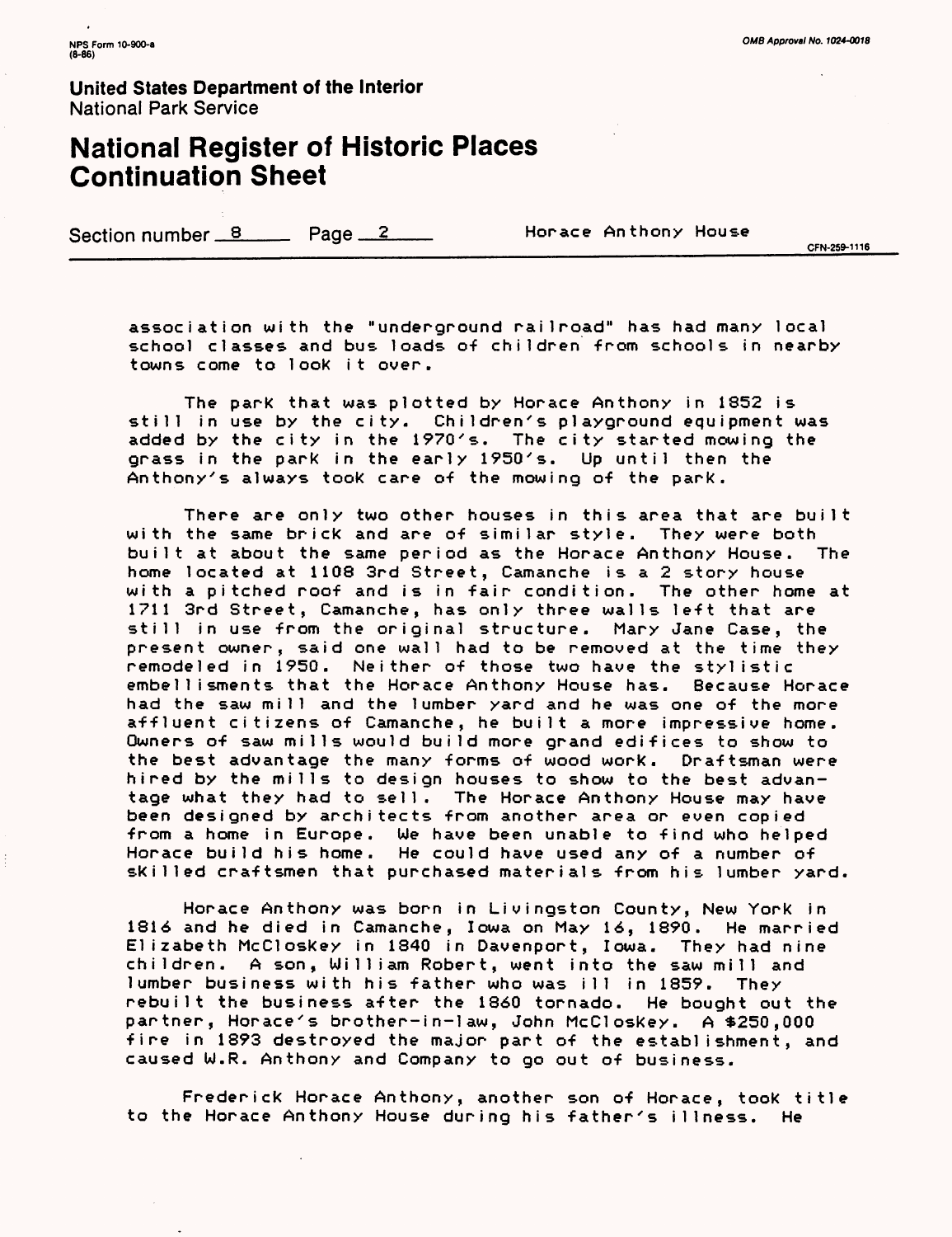association with the "underground railroad" has had many local school classes and bus loads of children from schools in nearby towns come to look it over.

The park that was plotted by Horace Anthony in 1852 is still in use by the city. Children's playground equipment was added by the city in the 1970's. The city started mowing the grass in the park in the early 1950's. Up until then the Anthony's always took care of the mowing of the park.

There are only two other houses in this area that are built with the same brick and are of similar style. They were both built at about the same period as the Horace Anthony House. The home located at 1108 3rd Street, Camanche is a 2 story house with a pitched roof and is in fair condition. The other home at 1711 3rd Street, Camanche, has only three walls left that are still in use from the original structure. Mary Jane Case, the present owner, said one wall had to be removed at the time they remodeled in 1950. Neither of those two have the stylistic embellishments that the Horace Anthony House has. Because Horace had the saw mill and the lumber yard and he was one of the more affluent citizens of Camanche, he built a more impressive home. Owners of saw mills would build more grand edifices to show to the best advantage the many forms of wood work. Draftsman were hired by the mills to design houses to show to the best advantage what they had to sell. The Horace Anthony House may have been designed by architects from another area or even copied from a home in Europe. We have been unable to find who helped Horace build his home. He could have used any of a number of skilled craftsmen that purchased materials from his lumber yard.

Horace Anthony was born in Livingston County, New York in 1816 and he died in Camanche, Iowa on May 16, 1890. He married Elizabeth McCloskey in 1840 in Davenport, Iowa. They had nine children. A son, William Robert, went into the saw mill and lumber business with his father who was ill in 1859. They rebuilt the business after the 1860 tornado. He bought out the partner, Horace's brother-in-law, John McCloskey. A $250,000 fire in 1893 destroyed the major part of the establishment, and caused W.R. Anthony and Company to go out of business.

Frederick Horace Anthony, another son of Horace, took title to the Horace Anthony House during his father's illness. He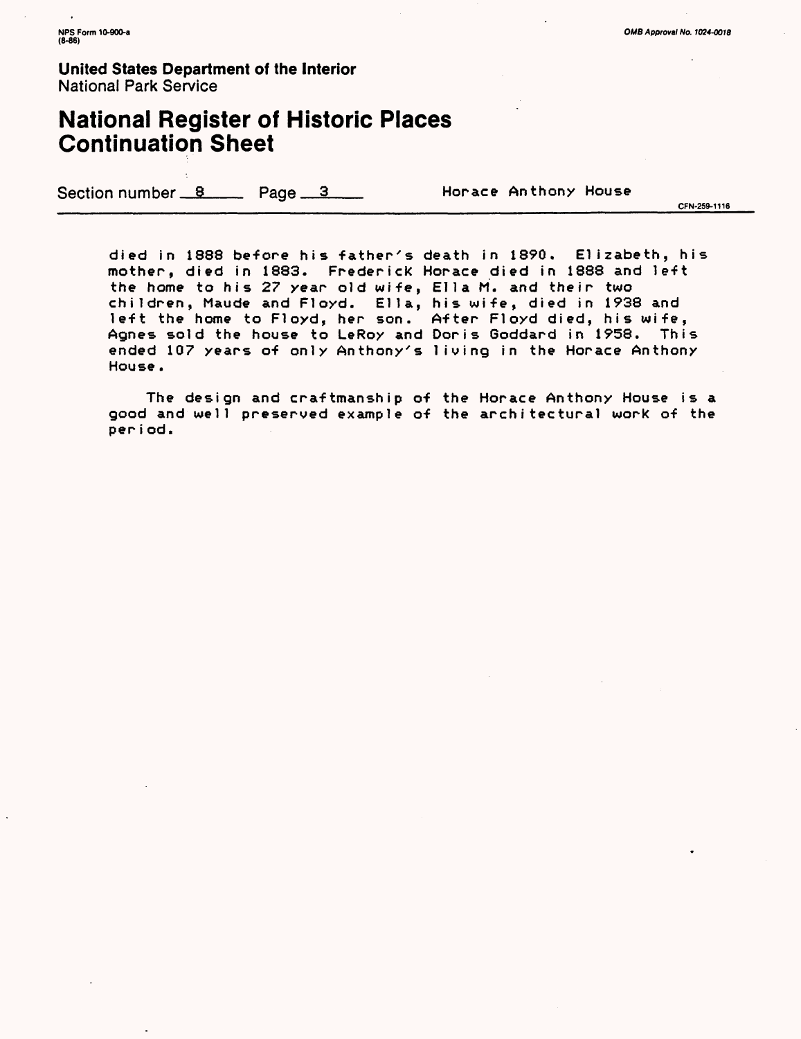died in 1888 before his father's death in 1890. Elizabeth, his mother, died in 1883. Frederick Horace died in 1888 and left the home to his 27 year old wife, Ella M. and their two children, Maude and Floyd. Ella, his wife, died in 1938 and left the home to Floyd, her son. After Floyd died, his wife, Agnes sold the house to LeRoy and Doris Goddard in 1958. This ended 107 years of only Anthony's living in the Horace Anthony House.

The design and craftmanship of the Horace Anthony House is a good and well preserved example of the architectural work of the period.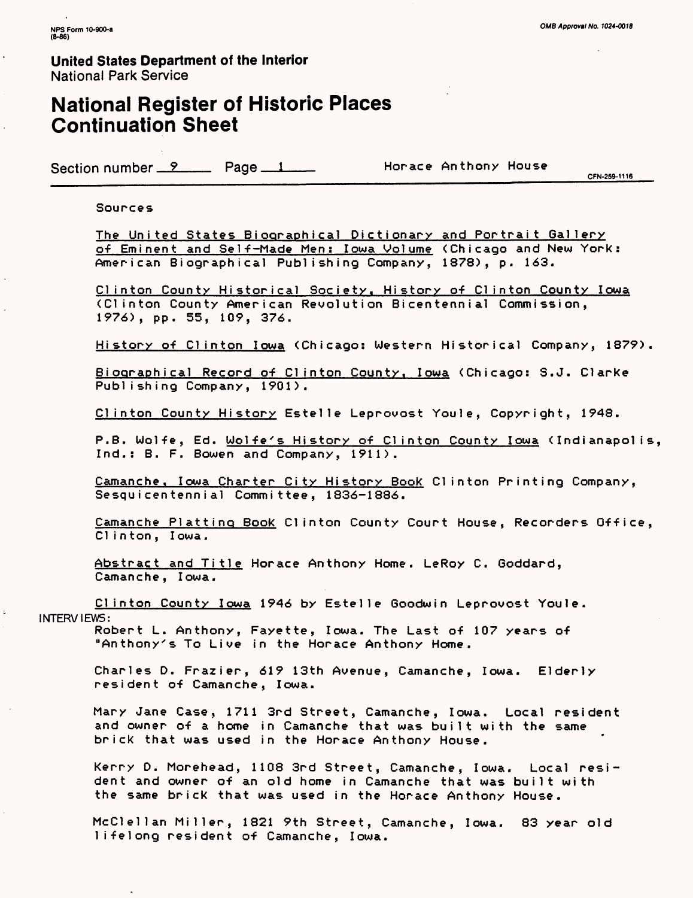**United States Department of the Interior**
National Park Service

# National Register of Historic Places Continuation Sheet

Section number 9 Page 1 Horace Anthony House

CFN-259-1116

## Sources

The United States Biographical Dictionary and Portrait Gallery of Eminent and Self-Made Men: Iowa Volume (Chicago and New York: American Biographical Publishing Company, 1878), p. 163.

Clinton County Historical Society, History of Clinton County Iowa (Clinton County American Revolution Bicentennial Commission, 1976), pp. 55, 109, 376.

History of Clinton Iowa (Chicago: Western Historical Company, 1879).

Biographical Record of Clinton County, Iowa (Chicago: S.J. Clarke Publishing Company, 1901).

Clinton County History Estelle Leprovost Youle, Copyright, 1948.

P.B. Wolfe, Ed. Wolfe's History of Clinton County Iowa (Indianapolis, Ind.: B. F. Bowen and Company, 1911).

Camanche, Iowa Charter City History Book Clinton Printing Company, Sesquicentennial Committee, 1836-1886.

Camanche Platting Book Clinton County Court House, Recorders Office, Clinton, Iowa.

Abstract and Title Horace Anthony Home. LeRoy C. Goddard, Camanche, Iowa.

Clinton County Iowa 1946 by Estelle Goodwin Leprovost Youle.

INTERVIEWS:

Robert L. Anthony, Fayette, Iowa. The Last of 107 years of "Anthony's To Live in the Horace Anthony Home.

Charles D. Frazier, 619 13th Avenue, Camanche, Iowa. Elderly resident of Camanche, Iowa.

Mary Jane Case, 1711 3rd Street, Camanche, Iowa. Local resident and owner of a home in Camanche that was built with the same brick that was used in the Horace Anthony House.

Kerry D. Morehead, 1108 3rd Street, Camanche, Iowa. Local resident and owner of an old home in Camanche that was built with the same brick that was used in the Horace Anthony House.

McClellan Miller, 1821 9th Street, Camanche, Iowa. 83 year old lifelong resident of Camanche, Iowa.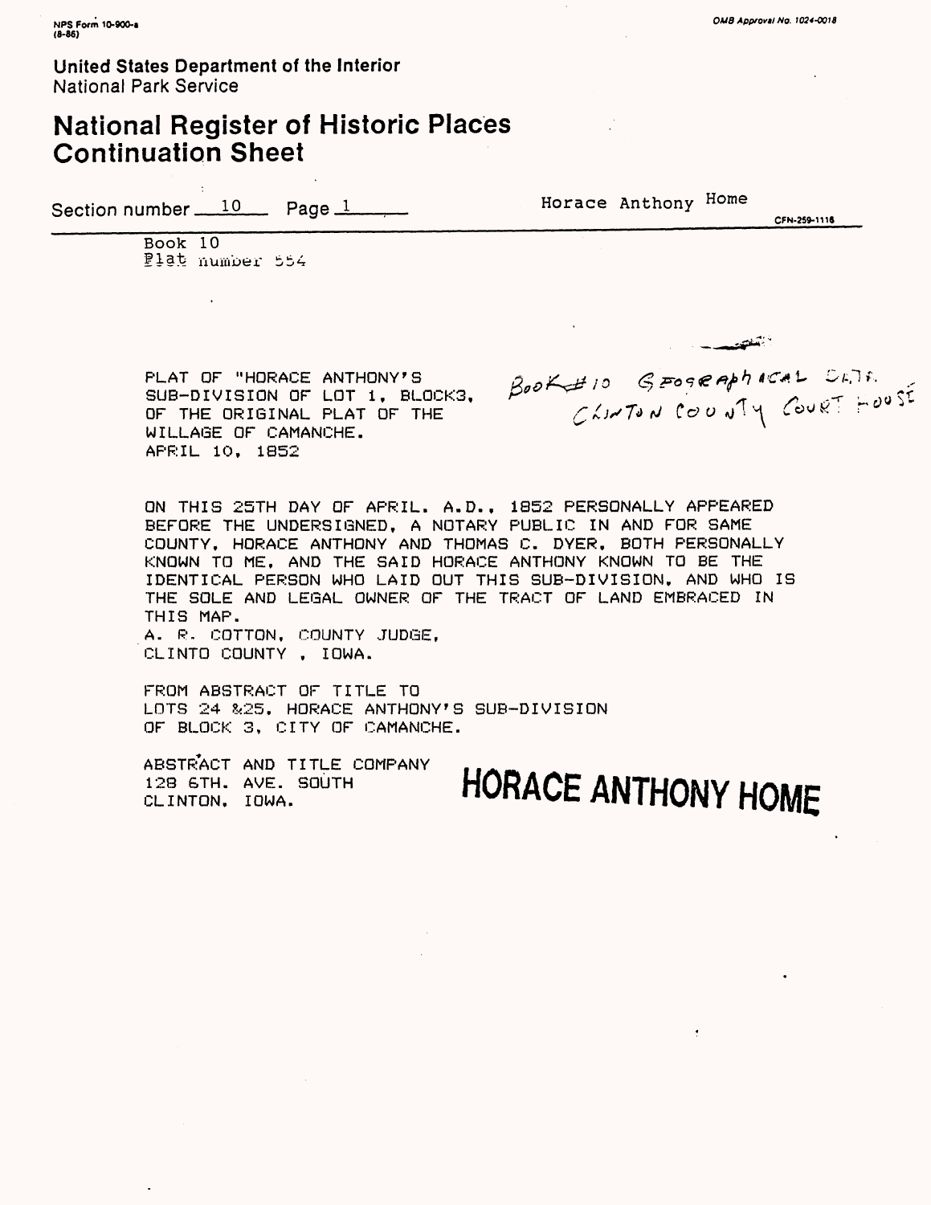NPS Form 10-900-a
(8-86)

OMB Approval No. 1024-0018

United States Department of the Interior
National Park Service

# National Register of Historic Places Continuation Sheet

Section number 10 Page 1 Horace Anthony Home

CFN-259-1116

Book 10
Plat number 554

PLAT OF "HORACE ANTHONY'S SUB-DIVISION OF LOT 1, BLOCK3, OF THE ORIGINAL PLAT OF THE WILLAGE OF CAMANCHE. APRIL 10, 1852

Book #10 Geographical Dept. Clinton County Court House

ON THIS 25TH DAY OF APRIL. A.D., 1852 PERSONALLY APPEARED BEFORE THE UNDERSIGNED, A NOTARY PUBLIC IN AND FOR SAME COUNTY, HORACE ANTHONY AND THOMAS C. DYER, BOTH PERSONALLY KNOWN TO ME, AND THE SAID HORACE ANTHONY KNOWN TO BE THE IDENTICAL PERSON WHO LAID OUT THIS SUB-DIVISION, AND WHO IS THE SOLE AND LEGAL OWNER OF THE TRACT OF LAND EMBRACED IN THIS MAP.
A. R. COTTON, COUNTY JUDGE,
CLINTO COUNTY , IOWA.

FROM ABSTRACT OF TITLE TO
LOTS 24 &25, HORACE ANTHONY'S SUB-DIVISION
OF BLOCK 3, CITY OF CAMANCHE.

ABSTRACT AND TITLE COMPANY
128 6TH. AVE. SOUTH
CLINTON, IOWA.

**HORACE ANTHONY HOME**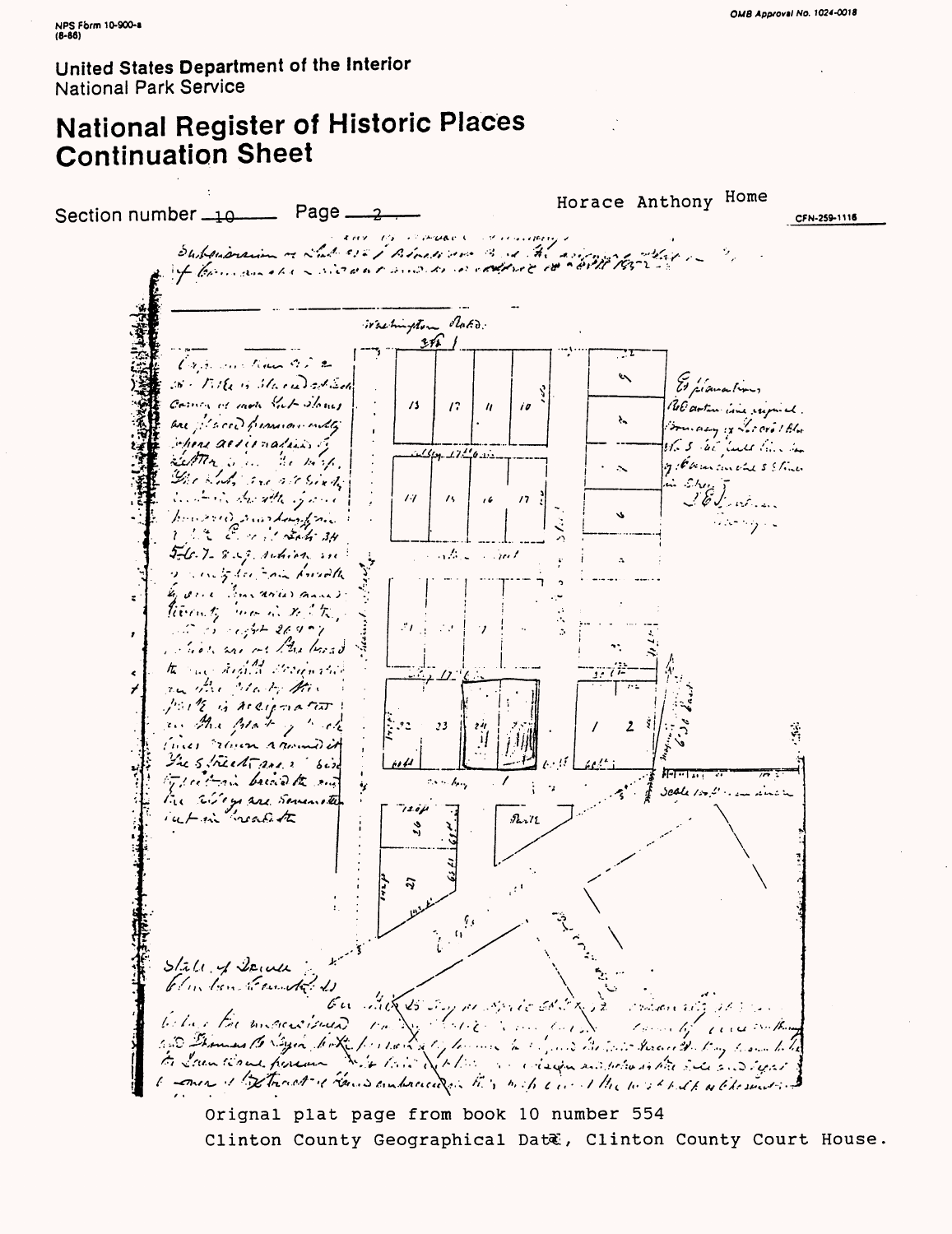NPS Form 10-900-a
(8-86)

OMB Approval No. 1024-0018

**United States Department of the Interior**
National Park Service

# National Register of Historic Places Continuation Sheet

Section number 10 Page 2

Horace Anthony Home

CFN-259-1116

Orignal plat page from book 10 number 554
Clinton County Geographical Date, Clinton County Court House.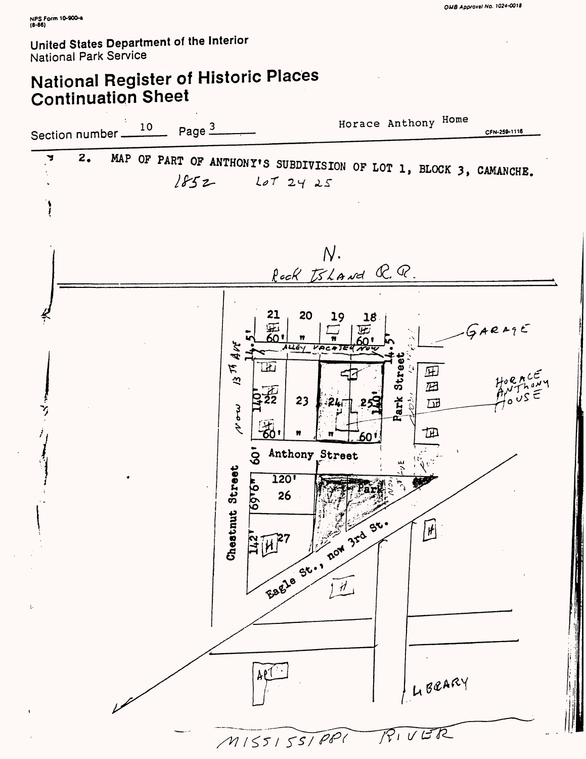United States Department of the Interior
National Park Service

# National Register of Historic Places Continuation Sheet

Section number 10 Page 3

Horace Anthony Home

CFN-259-1116

2. MAP OF PART OF ANTHONY'S SUBDIVISION OF LOT 1, BLOCK 3, CAMANCHE.

1852 LOT 24 25

N.

Rock Island R.R.

21 20 19 18

60' " " 60'

ALLEY VACATED NOW

14.5' 14.5'

Now 13th Ave

22 23 24 25

140' 140'

60' " " 60'

Park Street

GARAGE

HORACE ANTHONY HOUSE

Anthony Street

60'

120'

26

Park

Chestnut Street

69'6"

142'

27

Eagle St., now 3rd St.

APT

LIBRARY

MISSISSIPPI RIVER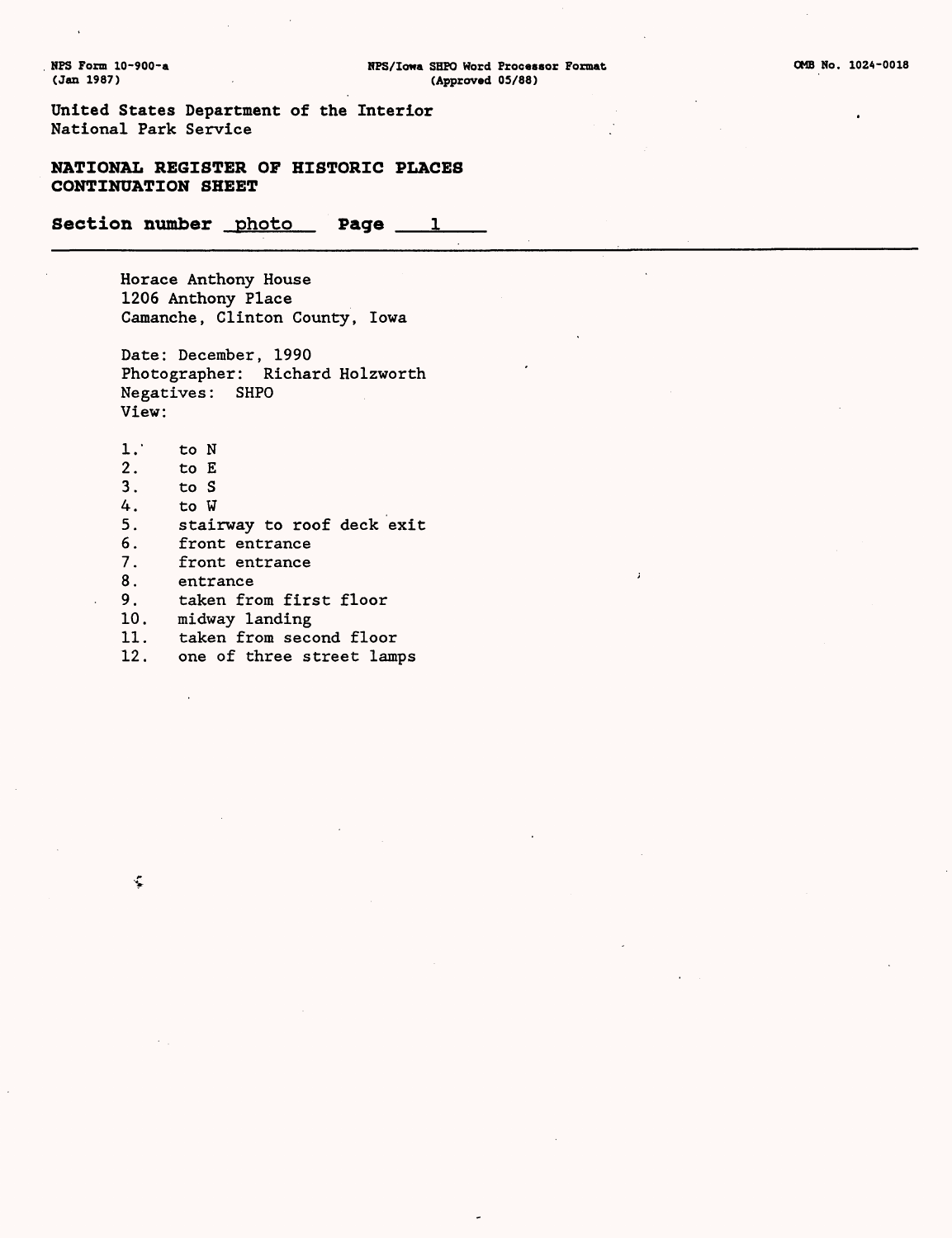NPS Form 10-900-a
(Jan 1987)

NPS/Iowa SHPO Word Processor Format
(Approved 05/88)

OMB No. 1024-0018

United States Department of the Interior
National Park Service

**NATIONAL REGISTER OF HISTORIC PLACES**
**CONTINUATION SHEET**

**Section number** photo **Page** 1

Horace Anthony House
1206 Anthony Place
Camanche, Clinton County, Iowa

Date: December, 1990
Photographer: Richard Holzworth
Negatives: SHPO
View:

1. to N
2. to E
3. to S
4. to W
5. stairway to roof deck exit
6. front entrance
7. front entrance
8. entrance
9. taken from first floor
10. midway landing
11. taken from second floor
12. one of three street lamps